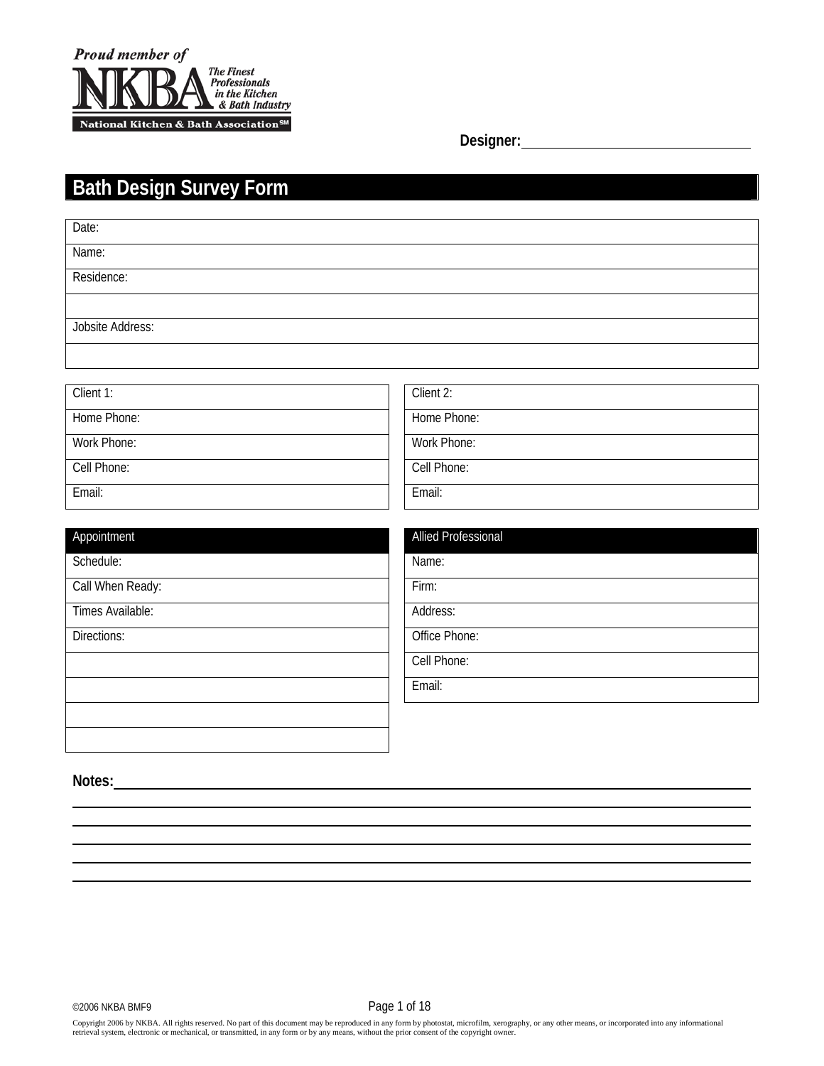Proud member of NKBA — The Finest Professionals in the Kitchen & Bath Industry — National Kitchen & Bath Association℠

**Designer:** ______________________

# Bath Design Survey Form

| Date: |
| --- |
| Name: |
| Residence: |
| |
| Jobsite Address: |
| |

| Client 1: |
| --- |
| Home Phone: |
| Work Phone: |
| Cell Phone: |
| Email: |

| Client 2: |
| --- |
| Home Phone: |
| Work Phone: |
| Cell Phone: |
| Email: |

| Appointment |
| --- |
| Schedule: |
| Call When Ready: |
| Times Available: |
| Directions: |
| |
| |
| |
| |

| Allied Professional |
| --- |
| Name: |
| Firm: |
| Address: |
| Office Phone: |
| Cell Phone: |
| Email: |

**Notes:** ______________________

______________________

______________________

______________________

______________________

______________________

©2006 NKBA BMF9

Copyright 2006 by NKBA. All rights reserved. No part of this document may be reproduced in any form by photostat, microfilm, xerography, or any other means, or incorporated into any informational retrieval system, electronic or mechanical, or transmitted, in any form or by any means, without the prior consent of the copyright owner.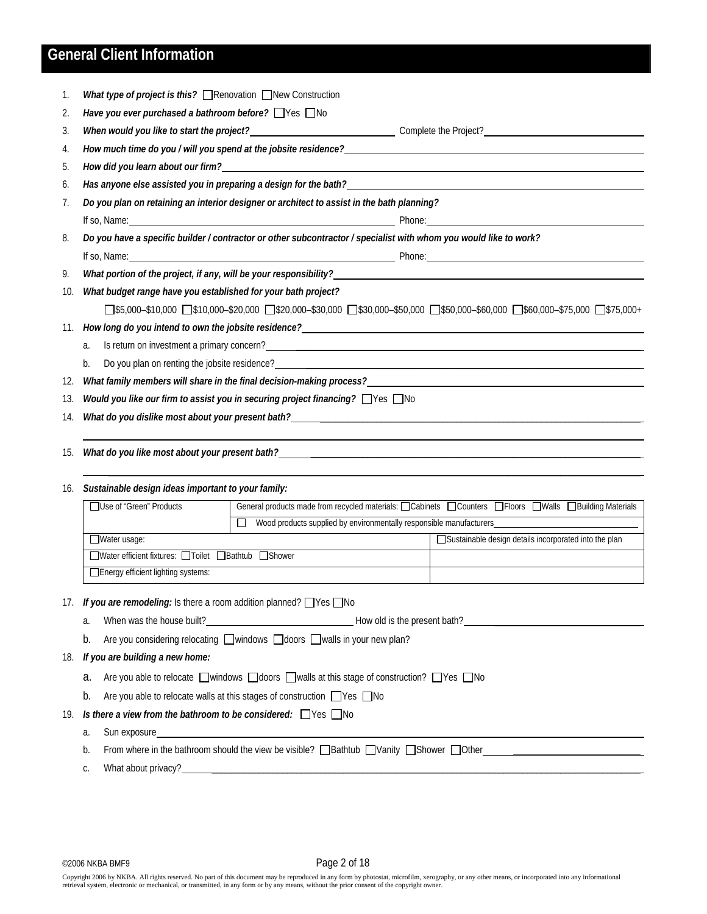## General Client Information

1. ***What type of project is this?*** ☐ Renovation ☐ New Construction
2. ***Have you ever purchased a bathroom before?*** ☐ Yes ☐ No
3. ***When would you like to start the project?*** \_\_\_\_\_\_\_\_\_\_\_\_ Complete the Project? \_\_\_\_\_\_\_\_\_\_\_\_
4. ***How much time do you / will you spend at the jobsite residence?*** \_\_\_\_\_\_\_\_\_\_\_\_
5. ***How did you learn about our firm?*** \_\_\_\_\_\_\_\_\_\_\_\_
6. ***Has anyone else assisted you in preparing a design for the bath?*** \_\_\_\_\_\_\_\_\_\_\_\_
7. ***Do you plan on retaining an interior designer or architect to assist in the bath planning?***
   If so, Name: \_\_\_\_\_\_\_\_\_\_\_\_ Phone: \_\_\_\_\_\_\_\_\_\_\_\_
8. ***Do you have a specific builder / contractor or other subcontractor / specialist with whom you would like to work?***
   If so, Name: \_\_\_\_\_\_\_\_\_\_\_\_ Phone: \_\_\_\_\_\_\_\_\_\_\_\_
9. ***What portion of the project, if any, will be your responsibility?*** \_\_\_\_\_\_\_\_\_\_\_\_
10. ***What budget range have you established for your bath project?***
    ☐ $5,000–$10,000 ☐ $10,000–$20,000 ☐ $20,000–$30,000 ☐ $30,000–$50,000 ☐ $50,000–$60,000 ☐ $60,000–$75,000 ☐ $75,000+
11. ***How long do you intend to own the jobsite residence?*** \_\_\_\_\_\_\_\_\_\_\_\_
    a. Is return on investment a primary concern? \_\_\_\_\_\_\_\_\_\_\_\_
    b. Do you plan on renting the jobsite residence? \_\_\_\_\_\_\_\_\_\_\_\_
12. ***What family members will share in the final decision-making process?*** \_\_\_\_\_\_\_\_\_\_\_\_
13. ***Would you like our firm to assist you in securing project financing?*** ☐ Yes ☐ No
14. ***What do you dislike most about your present bath?*** \_\_\_\_\_\_\_\_\_\_\_\_
15. ***What do you like most about your present bath?*** \_\_\_\_\_\_\_\_\_\_\_\_
16. ***Sustainable design ideas important to your family:***

| ☐ Use of "Green" Products | General products made from recycled materials: ☐ Cabinets ☐ Counters ☐ Floors ☐ Walls ☐ Building Materials | |
|---|---|---|
| | ☐ Wood products supplied by environmentally responsible manufacturers\_\_\_\_\_\_\_\_\_\_\_\_ | |
| ☐ Water usage: | | ☐ Sustainable design details incorporated into the plan |
| ☐ Water efficient fixtures: ☐ Toilet ☐ Bathtub ☐ Shower | | |
| ☐ Energy efficient lighting systems: | | |

17. ***If you are remodeling:*** Is there a room addition planned? ☐ Yes ☐ No
    a. When was the house built? \_\_\_\_\_\_\_\_\_\_\_\_ How old is the present bath? \_\_\_\_\_\_\_\_\_\_\_\_
    b. Are you considering relocating ☐ windows ☐ doors ☐ walls in your new plan?
18. ***If you are building a new home:***
    a. Are you able to relocate ☐ windows ☐ doors ☐ walls at this stage of construction? ☐ Yes ☐ No
    b. Are you able to relocate walls at this stages of construction ☐ Yes ☐ No
19. ***Is there a view from the bathroom to be considered:*** ☐ Yes ☐ No
    a. Sun exposure \_\_\_\_\_\_\_\_\_\_\_\_
    b. From where in the bathroom should the view be visible? ☐ Bathtub ☐ Vanity ☐ Shower ☐ Other \_\_\_\_\_\_\_\_\_\_\_\_
    c. What about privacy? \_\_\_\_\_\_\_\_\_\_\_\_

©2006 NKBA BMF9

Copyright 2006 by NKBA. All rights reserved. No part of this document may be reproduced in any form by photostat, microfilm, xerography, or any other means, or incorporated into any informational retrieval system, electronic or mechanical, or transmitted, in any form or by any means, without the prior consent of the copyright owner.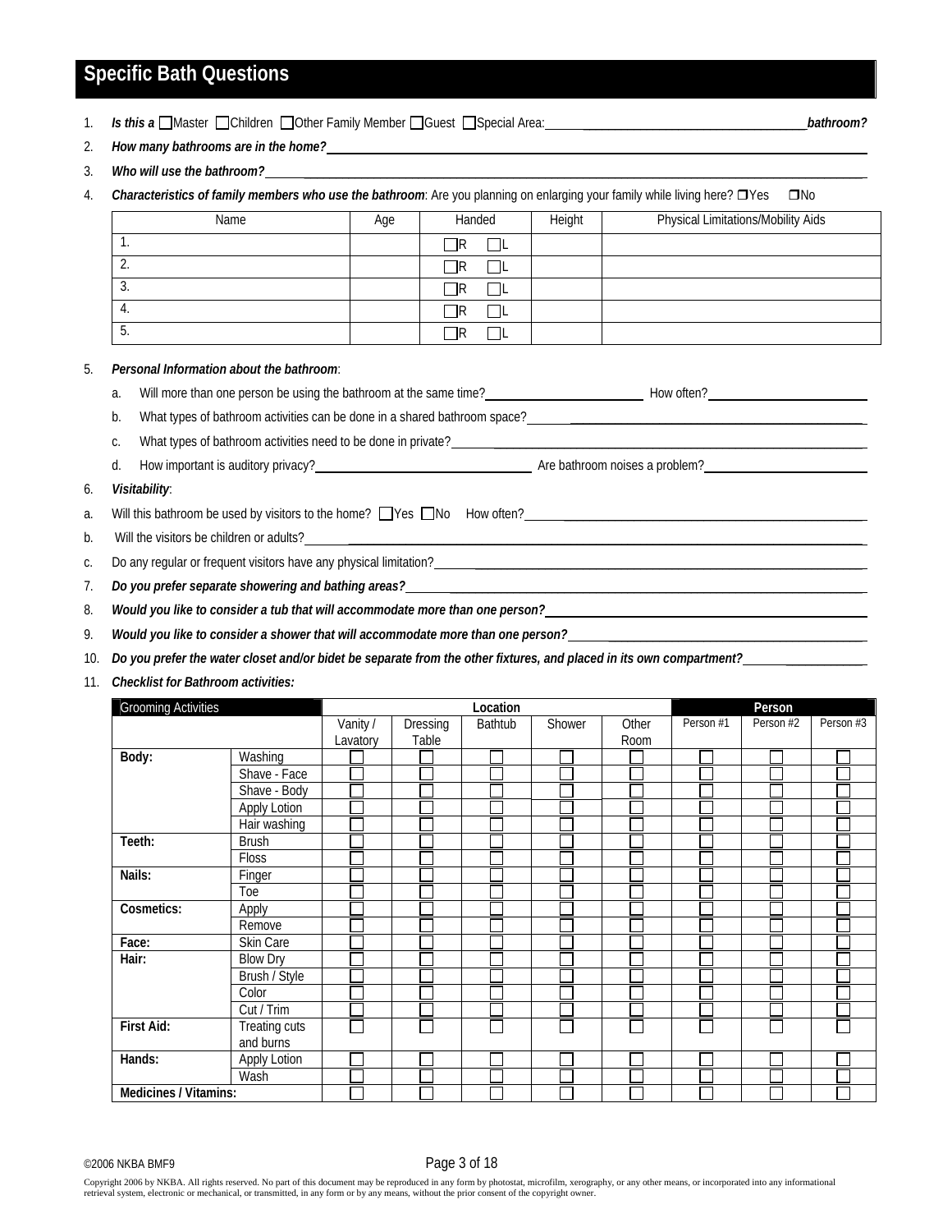## Specific Bath Questions

1. ***Is this a*** ☐Master ☐Children ☐Other Family Member ☐Guest ☐Special Area:\_\_\_\_\_\_\_\_\_\_\_\_\_\_\_\_\_\_\_\_\_\_\_\_ ***bathroom?***
2. ***How many bathrooms are in the home?***\_\_\_\_\_\_\_\_\_\_\_\_\_\_\_\_\_\_\_\_\_\_\_\_
3. ***Who will use the bathroom?***\_\_\_\_\_\_\_\_\_\_\_\_\_\_\_\_\_\_\_\_\_\_\_\_
4. ***Characteristics of family members who use the bathroom***: Are you planning on enlarging your family while living here? ❒Yes ❒No

| Name | Age | Handed | Height | Physical Limitations/Mobility Aids |
|---|---|---|---|---|
| 1. | | ☐R ☐L | | |
| 2. | | ☐R ☐L | | |
| 3. | | ☐R ☐L | | |
| 4. | | ☐R ☐L | | |
| 5. | | ☐R ☐L | | |

5. ***Personal Information about the bathroom***:
   a. Will more than one person be using the bathroom at the same time?\_\_\_\_\_\_\_\_\_\_\_\_ How often?\_\_\_\_\_\_\_\_\_\_\_\_
   b. What types of bathroom activities can be done in a shared bathroom space?\_\_\_\_\_\_\_\_\_\_\_\_
   c. What types of bathroom activities need to be done in private?\_\_\_\_\_\_\_\_\_\_\_\_
   d. How important is auditory privacy?\_\_\_\_\_\_\_\_\_\_\_\_ Are bathroom noises a problem?\_\_\_\_\_\_\_\_\_\_\_\_
6. ***Visitability***:

a. Will this bathroom be used by visitors to the home? ☐Yes ☐No How often?\_\_\_\_\_\_\_\_\_\_\_\_

b. Will the visitors be children or adults?\_\_\_\_\_\_\_\_\_\_\_\_

c. Do any regular or frequent visitors have any physical limitation?\_\_\_\_\_\_\_\_\_\_\_\_

7. ***Do you prefer separate showering and bathing areas?***\_\_\_\_\_\_\_\_\_\_\_\_
8. ***Would you like to consider a tub that will accommodate more than one person?***\_\_\_\_\_\_\_\_\_\_\_\_
9. ***Would you like to consider a shower that will accommodate more than one person?***\_\_\_\_\_\_\_\_\_\_\_\_
10. ***Do you prefer the water closet and/or bidet be separate from the other fixtures, and placed in its own compartment?***\_\_\_\_\_\_\_\_\_\_\_\_
11. ***Checklist for Bathroom activities:***

| Grooming Activities | | Location | | | | | Person | | |
|---|---|---|---|---|---|---|---|---|---|
| | | Vanity / Lavatory | Dressing Table | Bathtub | Shower | Other Room | Person #1 | Person #2 | Person #3 |
| **Body:** | Washing | ☐ | ☐ | ☐ | ☐ | ☐ | ☐ | ☐ | ☐ |
| | Shave - Face | ☐ | ☐ | ☐ | ☐ | ☐ | ☐ | ☐ | ☐ |
| | Shave - Body | ☐ | ☐ | ☐ | ☐ | ☐ | ☐ | ☐ | ☐ |
| | Apply Lotion | ☐ | ☐ | ☐ | ☐ | ☐ | ☐ | ☐ | ☐ |
| | Hair washing | ☐ | ☐ | ☐ | ☐ | ☐ | ☐ | ☐ | ☐ |
| **Teeth:** | Brush | ☐ | ☐ | ☐ | ☐ | ☐ | ☐ | ☐ | ☐ |
| | Floss | ☐ | ☐ | ☐ | ☐ | ☐ | ☐ | ☐ | ☐ |
| **Nails:** | Finger | ☐ | ☐ | ☐ | ☐ | ☐ | ☐ | ☐ | ☐ |
| | Toe | ☐ | ☐ | ☐ | ☐ | ☐ | ☐ | ☐ | ☐ |
| **Cosmetics:** | Apply | ☐ | ☐ | ☐ | ☐ | ☐ | ☐ | ☐ | ☐ |
| | Remove | ☐ | ☐ | ☐ | ☐ | ☐ | ☐ | ☐ | ☐ |
| **Face:** | Skin Care | ☐ | ☐ | ☐ | ☐ | ☐ | ☐ | ☐ | ☐ |
| **Hair:** | Blow Dry | ☐ | ☐ | ☐ | ☐ | ☐ | ☐ | ☐ | ☐ |
| | Brush / Style | ☐ | ☐ | ☐ | ☐ | ☐ | ☐ | ☐ | ☐ |
| | Color | ☐ | ☐ | ☐ | ☐ | ☐ | ☐ | ☐ | ☐ |
| | Cut / Trim | ☐ | ☐ | ☐ | ☐ | ☐ | ☐ | ☐ | ☐ |
| **First Aid:** | Treating cuts and burns | ☐ | ☐ | ☐ | ☐ | ☐ | ☐ | ☐ | ☐ |
| **Hands:** | Apply Lotion | ☐ | ☐ | ☐ | ☐ | ☐ | ☐ | ☐ | ☐ |
| | Wash | ☐ | ☐ | ☐ | ☐ | ☐ | ☐ | ☐ | ☐ |
| **Medicines / Vitamins:** | | ☐ | ☐ | ☐ | ☐ | ☐ | ☐ | ☐ | ☐ |

©2006 NKBA BMF9

Copyright 2006 by NKBA. All rights reserved. No part of this document may be reproduced in any form by photostat, microfilm, xerography, or any other means, or incorporated into any informational retrieval system, electronic or mechanical, or transmitted, in any form or by any means, without the prior consent of the copyright owner.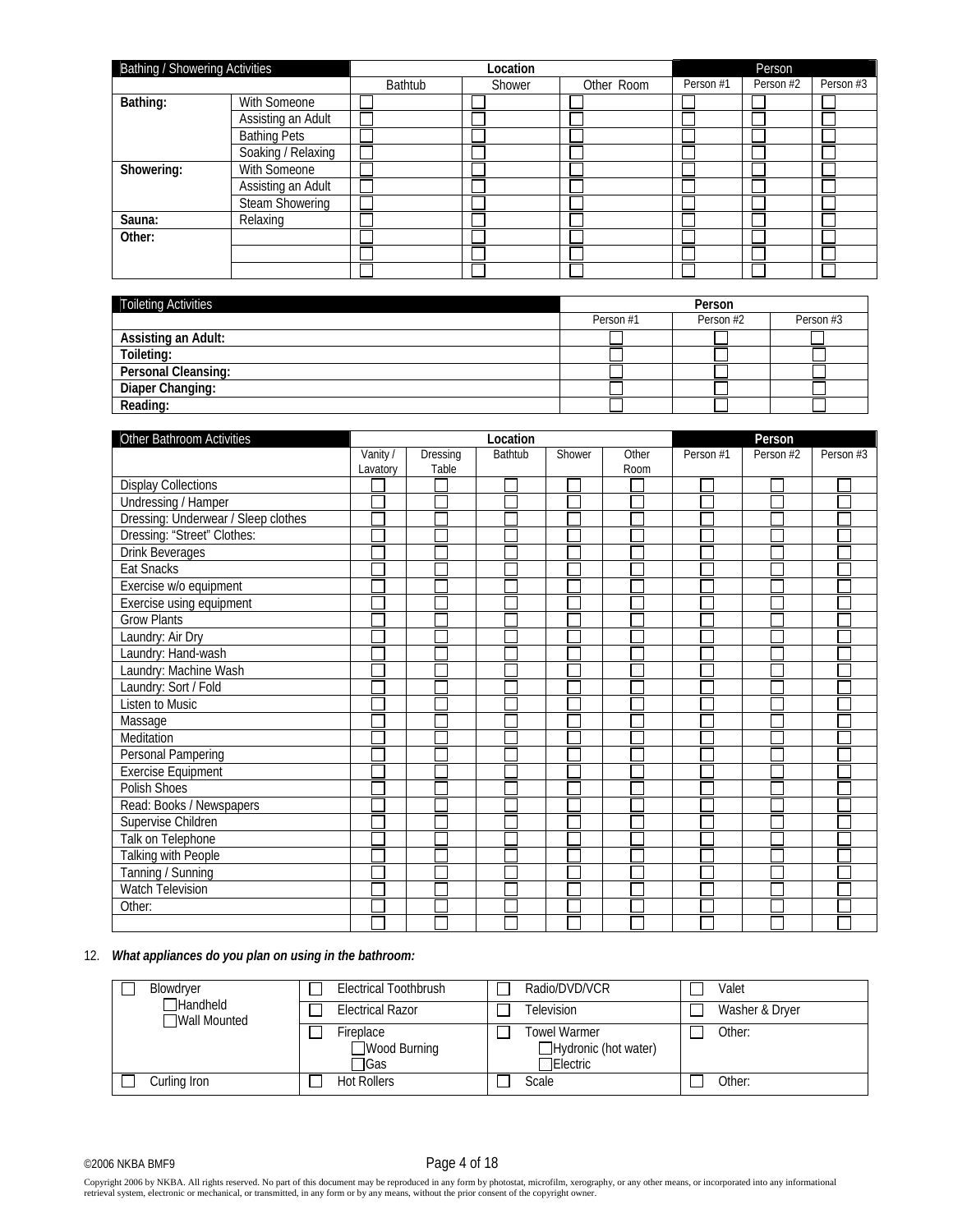| Bathing / Showering Activities | | Location | | | Person | | |
|---|---|---|---|---|---|---|---|
| | | Bathtub | Shower | Other Room | Person #1 | Person #2 | Person #3 |
| **Bathing:** | With Someone | ☐ | ☐ | ☐ | ☐ | ☐ | ☐ |
| | Assisting an Adult | ☐ | ☐ | ☐ | ☐ | ☐ | ☐ |
| | Bathing Pets | ☐ | ☐ | ☐ | ☐ | ☐ | ☐ |
| | Soaking / Relaxing | ☐ | ☐ | ☐ | ☐ | ☐ | ☐ |
| **Showering:** | With Someone | ☐ | ☐ | ☐ | ☐ | ☐ | ☐ |
| | Assisting an Adult | ☐ | ☐ | ☐ | ☐ | ☐ | ☐ |
| | Steam Showering | ☐ | ☐ | ☐ | ☐ | ☐ | ☐ |
| **Sauna:** | Relaxing | ☐ | ☐ | ☐ | ☐ | ☐ | ☐ |
| **Other:** | | ☐ | ☐ | ☐ | ☐ | ☐ | ☐ |
| | | ☐ | ☐ | ☐ | ☐ | ☐ | ☐ |
| | | ☐ | ☐ | ☐ | ☐ | ☐ | ☐ |

| Toileting Activities | Person | | |
|---|---|---|---|
| | Person #1 | Person #2 | Person #3 |
| **Assisting an Adult:** | ☐ | ☐ | ☐ |
| **Toileting:** | ☐ | ☐ | ☐ |
| **Personal Cleansing:** | ☐ | ☐ | ☐ |
| **Diaper Changing:** | ☐ | ☐ | ☐ |
| **Reading:** | ☐ | ☐ | ☐ |

| Other Bathroom Activities | Location | | | | | Person | | |
|---|---|---|---|---|---|---|---|---|
| | Vanity / Lavatory | Dressing Table | Bathtub | Shower | Other Room | Person #1 | Person #2 | Person #3 |
| Display Collections | ☐ | ☐ | ☐ | ☐ | ☐ | ☐ | ☐ | ☐ |
| Undressing / Hamper | ☐ | ☐ | ☐ | ☐ | ☐ | ☐ | ☐ | ☐ |
| Dressing: Underwear / Sleep clothes | ☐ | ☐ | ☐ | ☐ | ☐ | ☐ | ☐ | ☐ |
| Dressing: "Street" Clothes: | ☐ | ☐ | ☐ | ☐ | ☐ | ☐ | ☐ | ☐ |
| Drink Beverages | ☐ | ☐ | ☐ | ☐ | ☐ | ☐ | ☐ | ☐ |
| Eat Snacks | ☐ | ☐ | ☐ | ☐ | ☐ | ☐ | ☐ | ☐ |
| Exercise w/o equipment | ☐ | ☐ | ☐ | ☐ | ☐ | ☐ | ☐ | ☐ |
| Exercise using equipment | ☐ | ☐ | ☐ | ☐ | ☐ | ☐ | ☐ | ☐ |
| Grow Plants | ☐ | ☐ | ☐ | ☐ | ☐ | ☐ | ☐ | ☐ |
| Laundry: Air Dry | ☐ | ☐ | ☐ | ☐ | ☐ | ☐ | ☐ | ☐ |
| Laundry: Hand-wash | ☐ | ☐ | ☐ | ☐ | ☐ | ☐ | ☐ | ☐ |
| Laundry: Machine Wash | ☐ | ☐ | ☐ | ☐ | ☐ | ☐ | ☐ | ☐ |
| Laundry: Sort / Fold | ☐ | ☐ | ☐ | ☐ | ☐ | ☐ | ☐ | ☐ |
| Listen to Music | ☐ | ☐ | ☐ | ☐ | ☐ | ☐ | ☐ | ☐ |
| Massage | ☐ | ☐ | ☐ | ☐ | ☐ | ☐ | ☐ | ☐ |
| Meditation | ☐ | ☐ | ☐ | ☐ | ☐ | ☐ | ☐ | ☐ |
| Personal Pampering | ☐ | ☐ | ☐ | ☐ | ☐ | ☐ | ☐ | ☐ |
| Exercise Equipment | ☐ | ☐ | ☐ | ☐ | ☐ | ☐ | ☐ | ☐ |
| Polish Shoes | ☐ | ☐ | ☐ | ☐ | ☐ | ☐ | ☐ | ☐ |
| Read: Books / Newspapers | ☐ | ☐ | ☐ | ☐ | ☐ | ☐ | ☐ | ☐ |
| Supervise Children | ☐ | ☐ | ☐ | ☐ | ☐ | ☐ | ☐ | ☐ |
| Talk on Telephone | ☐ | ☐ | ☐ | ☐ | ☐ | ☐ | ☐ | ☐ |
| Talking with People | ☐ | ☐ | ☐ | ☐ | ☐ | ☐ | ☐ | ☐ |
| Tanning / Sunning | ☐ | ☐ | ☐ | ☐ | ☐ | ☐ | ☐ | ☐ |
| Watch Television | ☐ | ☐ | ☐ | ☐ | ☐ | ☐ | ☐ | ☐ |
| Other: | ☐ | ☐ | ☐ | ☐ | ☐ | ☐ | ☐ | ☐ |
| | ☐ | ☐ | ☐ | ☐ | ☐ | ☐ | ☐ | ☐ |

12. ***What appliances do you plan on using in the bathroom:***

| | | | |
|---|---|---|---|
| ☐ Blowdryer<br>☐ Handheld<br>☐ Wall Mounted | ☐ Electrical Toothbrush | ☐ Radio/DVD/VCR | ☐ Valet |
| | ☐ Electrical Razor | ☐ Television | ☐ Washer & Dryer |
| | ☐ Fireplace<br>☐ Wood Burning<br>☐ Gas | ☐ Towel Warmer<br>☐ Hydronic (hot water)<br>☐ Electric | ☐ Other: |
| ☐ Curling Iron | ☐ Hot Rollers | ☐ Scale | ☐ Other: |

©2006 NKBA BMF9

Copyright 2006 by NKBA. All rights reserved. No part of this document may be reproduced in any form by photostat, microfilm, xerography, or any other means, or incorporated into any informational retrieval system, electronic or mechanical, or transmitted, in any form or by any means, without the prior consent of the copyright owner.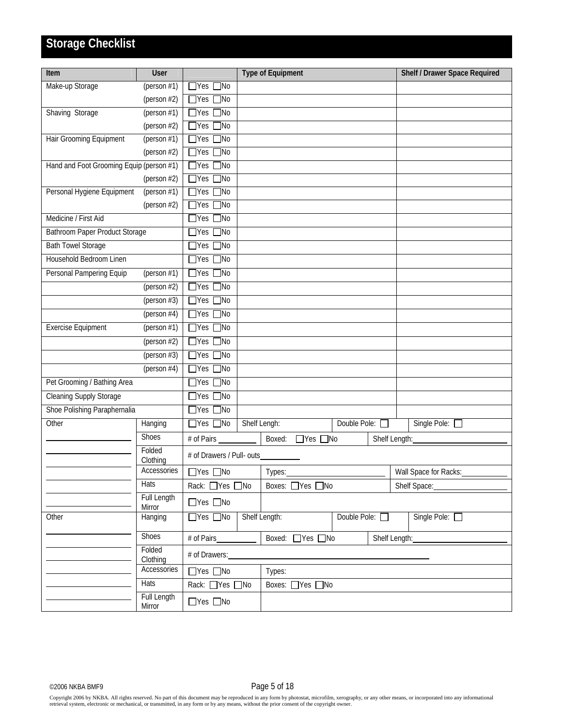# Storage Checklist

| Item | User | | Type of Equipment | | Shelf / Drawer Space Required |
|---|---|---|---|---|---|
| Make-up Storage | (person #1) | ☐Yes ☐No | | | |
| | (person #2) | ☐Yes ☐No | | | |
| Shaving Storage | (person #1) | ☐Yes ☐No | | | |
| | (person #2) | ☐Yes ☐No | | | |
| Hair Grooming Equipment | (person #1) | ☐Yes ☐No | | | |
| | (person #2) | ☐Yes ☐No | | | |
| Hand and Foot Grooming Equip | (person #1) | ☐Yes ☐No | | | |
| | (person #2) | ☐Yes ☐No | | | |
| Personal Hygiene Equipment | (person #1) | ☐Yes ☐No | | | |
| | (person #2) | ☐Yes ☐No | | | |
| Medicine / First Aid | | ☐Yes ☐No | | | |
| Bathroom Paper Product Storage | | ☐Yes ☐No | | | |
| Bath Towel Storage | | ☐Yes ☐No | | | |
| Household Bedroom Linen | | ☐Yes ☐No | | | |
| Personal Pampering Equip | (person #1) | ☐Yes ☐No | | | |
| | (person #2) | ☐Yes ☐No | | | |
| | (person #3) | ☐Yes ☐No | | | |
| | (person #4) | ☐Yes ☐No | | | |
| Exercise Equipment | (person #1) | ☐Yes ☐No | | | |
| | (person #2) | ☐Yes ☐No | | | |
| | (person #3) | ☐Yes ☐No | | | |
| | (person #4) | ☐Yes ☐No | | | |
| Pet Grooming / Bathing Area | | ☐Yes ☐No | | | |
| Cleaning Supply Storage | | ☐Yes ☐No | | | |
| Shoe Polishing Paraphernalia | | ☐Yes ☐No | | | |
| Other | Hanging | ☐Yes ☐No | Shelf Lengh: | Double Pole: ☐ | Single Pole: ☐ |
| ________ | Shoes | # of Pairs ________ | Boxed: ☐Yes ☐No | | Shelf Length: ________ |
| ________ | Folded Clothing | # of Drawers / Pull- outs________ | | | |
| ________ | Accessories | ☐Yes ☐No | Types: ________ | | Wall Space for Racks: ________ |
| ________ | Hats | Rack: ☐Yes ☐No | Boxes: ☐Yes ☐No | | Shelf Space: ________ |
| ________ | Full Length Mirror | ☐Yes ☐No | | | |
| Other | Hanging | ☐Yes ☐No | Shelf Length: | Double Pole: ☐ | Single Pole: ☐ |
| ________ | Shoes | # of Pairs________ | Boxed: ☐Yes ☐No | | Shelf Length: ________ |
| ________ | Folded Clothing | # of Drawers: ________ | | | |
| ________ | Accessories | ☐Yes ☐No | Types: | | |
| ________ | Hats | Rack: ☐Yes ☐No | Boxes: ☐Yes ☐No | | |
| ________ | Full Length Mirror | ☐Yes ☐No | | | |

©2006 NKBA BMF9

Copyright 2006 by NKBA. All rights reserved. No part of this document may be reproduced in any form by photostat, microfilm, xerography, or any other means, or incorporated into any informational retrieval system, electronic or mechanical, or transmitted, in any form or by any means, without the prior consent of the copyright owner.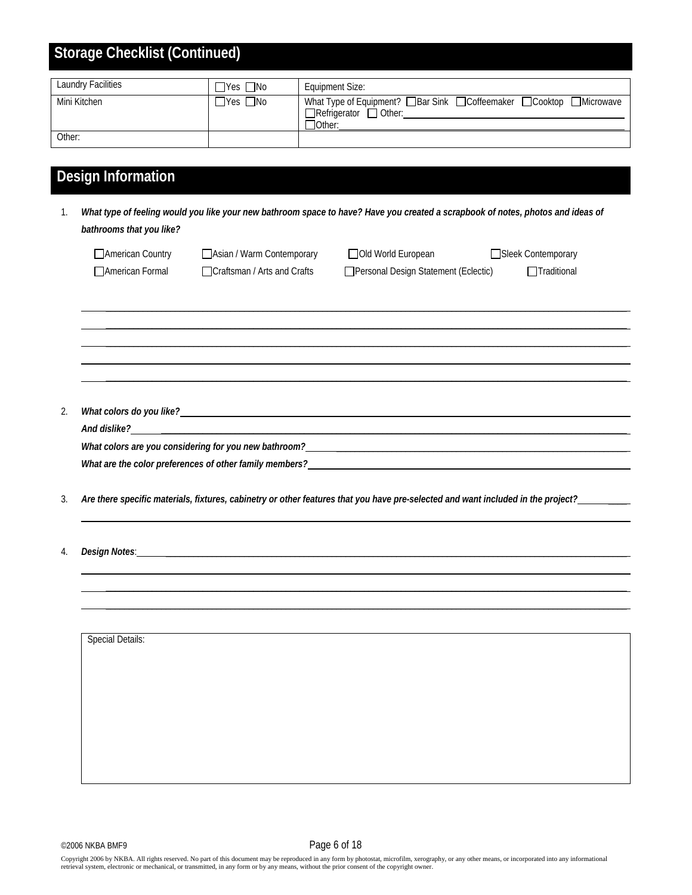## Storage Checklist (Continued)

| | | |
|---|---|---|
| Laundry Facilities | ☐Yes ☐No | Equipment Size: |
| Mini Kitchen | ☐Yes ☐No | What Type of Equipment? ☐Bar Sink ☐Coffeemaker ☐Cooktop ☐Microwave ☐Refrigerator ☐ Other:\_\_\_\_\_\_ ☐Other:\_\_\_\_\_\_ |
| Other: | | |

## Design Information

1. ***What type of feeling would you like your new bathroom space to have? Have you created a scrapbook of notes, photos and ideas of bathrooms that you like?***

   ☐American Country ☐Asian / Warm Contemporary ☐Old World European ☐Sleek Contemporary

   ☐American Formal ☐Craftsman / Arts and Crafts ☐Personal Design Statement (Eclectic) ☐Traditional

2. ***What colors do you like?***

   ***And dislike?***

   ***What colors are you considering for you new bathroom?***

   ***What are the color preferences of other family members?***

3. ***Are there specific materials, fixtures, cabinetry or other features that you have pre-selected and want included in the project?***

4. ***Design Notes***:

| Special Details: |
|---|
| |

©2006 NKBA BMF9

Copyright 2006 by NKBA. All rights reserved. No part of this document may be reproduced in any form by photostat, microfilm, xerography, or any other means, or incorporated into any informational retrieval system, electronic or mechanical, or transmitted, in any form or by any means, without the prior consent of the copyright owner.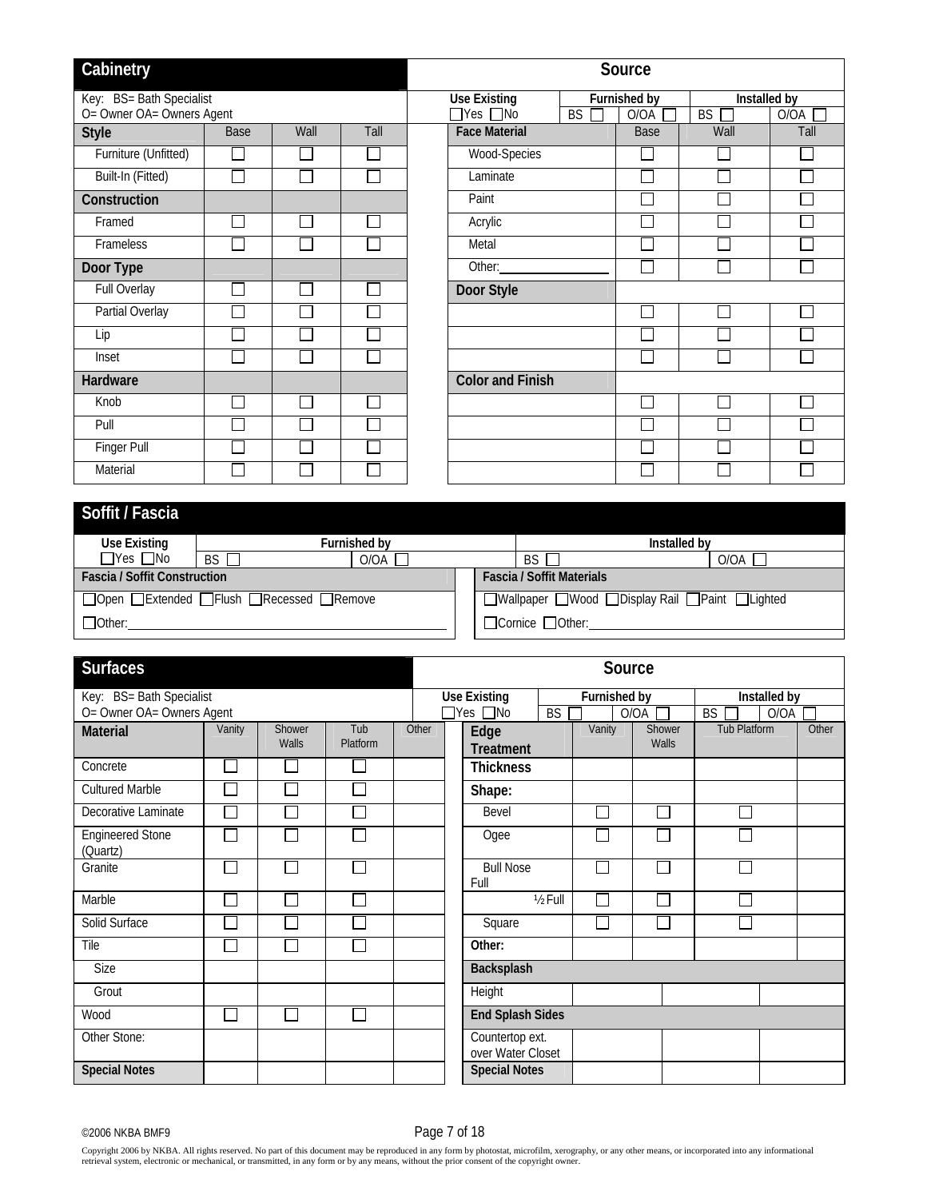## Cabinetry

Key: BS= Bath Specialist
O= Owner OA= Owners Agent

| Style | Base | Wall | Tall |
|---|---|---|---|
| Furniture (Unfitted) | ☐ | ☐ | ☐ |
| Built-In (Fitted) | ☐ | ☐ | ☐ |
| **Construction** | | | |
| Framed | ☐ | ☐ | ☐ |
| Frameless | ☐ | ☐ | ☐ |
| **Door Type** | | | |
| Full Overlay | ☐ | ☐ | ☐ |
| Partial Overlay | ☐ | ☐ | ☐ |
| Lip | ☐ | ☐ | ☐ |
| Inset | ☐ | ☐ | ☐ |
| **Hardware** | | | |
| Knob | ☐ | ☐ | ☐ |
| Pull | ☐ | ☐ | ☐ |
| Finger Pull | ☐ | ☐ | ☐ |
| Material | ☐ | ☐ | ☐ |

### Source

Use Existing: ☐Yes ☐No | Furnished by: BS ☐ O/OA ☐ | Installed by: BS ☐ O/OA ☐

| Face Material | Base | Wall | Tall |
|---|---|---|---|
| Wood-Species | ☐ | ☐ | ☐ |
| Laminate | ☐ | ☐ | ☐ |
| Paint | ☐ | ☐ | ☐ |
| Acrylic | ☐ | ☐ | ☐ |
| Metal | ☐ | ☐ | ☐ |
| Other:________ | ☐ | ☐ | ☐ |
| **Door Style** | | | |
| | ☐ | ☐ | ☐ |
| | ☐ | ☐ | ☐ |
| | ☐ | ☐ | ☐ |
| **Color and Finish** | | | |
| | ☐ | ☐ | ☐ |
| | ☐ | ☐ | ☐ |
| | ☐ | ☐ | ☐ |
| | ☐ | ☐ | ☐ |

## Soffit / Fascia

Use Existing: ☐Yes ☐No | Furnished by: BS ☐ O/OA ☐ | Installed by: BS ☐ O/OA ☐

| Fascia / Soffit Construction | Fascia / Soffit Materials |
|---|---|
| ☐Open ☐Extended ☐Flush ☐Recessed ☐Remove | ☐Wallpaper ☐Wood ☐Display Rail ☐Paint ☐Lighted |
| ☐Other:________ | ☐Cornice ☐Other:________ |

## Surfaces

Key: BS= Bath Specialist
O= Owner OA= Owners Agent

| Material | Vanity | Shower Walls | Tub Platform | Other |
|---|---|---|---|---|
| Concrete | ☐ | ☐ | ☐ | |
| Cultured Marble | ☐ | ☐ | ☐ | |
| Decorative Laminate | ☐ | ☐ | ☐ | |
| Engineered Stone (Quartz) | ☐ | ☐ | ☐ | |
| Granite | ☐ | ☐ | ☐ | |
| Marble | ☐ | ☐ | ☐ | |
| Solid Surface | ☐ | ☐ | ☐ | |
| Tile | ☐ | ☐ | ☐ | |
| Size | | | | |
| Grout | | | | |
| Wood | ☐ | ☐ | ☐ | |
| Other Stone: | | | | |
| **Special Notes** | | | | |

### Source

Use Existing: ☐Yes ☐No | Furnished by: BS ☐ O/OA ☐ | Installed by: BS ☐ O/OA ☐

| Edge Treatment | Vanity | Shower Walls | Tub Platform | Other |
|---|---|---|---|---|
| **Thickness** | | | | |
| **Shape:** | | | | |
| Bevel | ☐ | ☐ | ☐ | |
| Ogee | ☐ | ☐ | ☐ | |
| Bull Nose Full | ☐ | ☐ | ☐ | |
| ½ Full | ☐ | ☐ | ☐ | |
| Square | ☐ | ☐ | ☐ | |
| **Other:** | | | | |
| **Backsplash** | | | | |
| Height | | | | |
| **End Splash Sides** | | | | |
| Countertop ext. over Water Closet | | | | |
| **Special Notes** | | | | |

©2006 NKBA BMF9

Copyright 2006 by NKBA. All rights reserved. No part of this document may be reproduced in any form by photostat, microfilm, xerography, or any other means, or incorporated into any informational retrieval system, electronic or mechanical, or transmitted, in any form or by any means, without the prior consent of the copyright owner.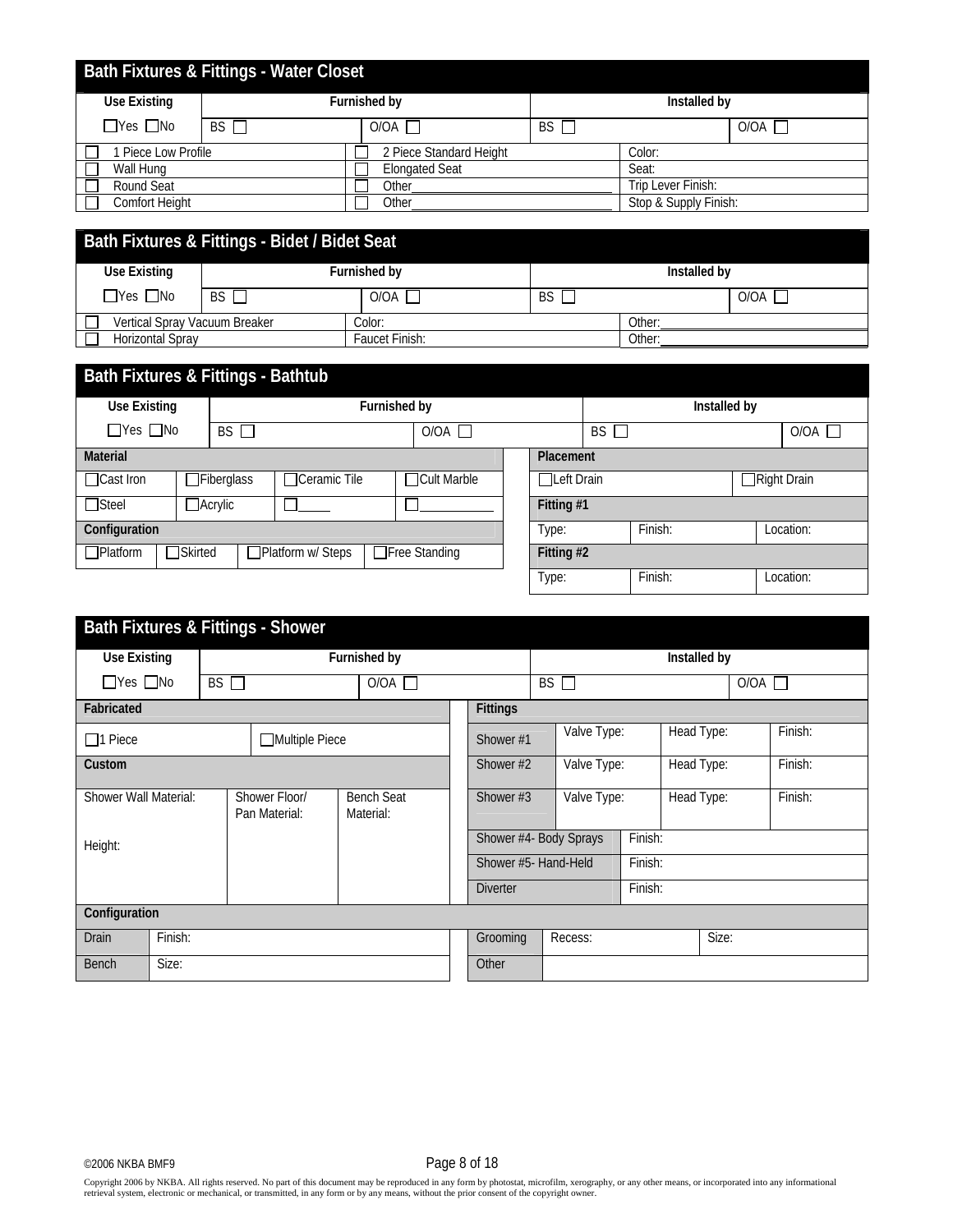## Bath Fixtures & Fittings - Water Closet

| Use Existing | Furnished by | | Installed by | |
|---|---|---|---|---|
| ☐Yes ☐No | BS ☐ | O/OA ☐ | BS ☐ | O/OA ☐ |

| | | |
|---|---|---|
| ☐ 1 Piece Low Profile | ☐ 2 Piece Standard Height | Color: |
| ☐ Wall Hung | ☐ Elongated Seat | Seat: |
| ☐ Round Seat | ☐ Other______ | Trip Lever Finish: |
| ☐ Comfort Height | ☐ Other______ | Stop & Supply Finish: |

## Bath Fixtures & Fittings - Bidet / Bidet Seat

| Use Existing | Furnished by | | Installed by | |
|---|---|---|---|---|
| ☐Yes ☐No | BS ☐ | O/OA ☐ | BS ☐ | O/OA ☐ |

| | | |
|---|---|---|
| ☐ Vertical Spray Vacuum Breaker | Color: | Other:______ |
| ☐ Horizontal Spray | Faucet Finish: | Other:______ |

## Bath Fixtures & Fittings - Bathtub

| Use Existing | Furnished by | | Installed by | |
|---|---|---|---|---|
| ☐Yes ☐No | BS ☐ | O/OA ☐ | BS ☐ | O/OA ☐ |

**Material**

| | | | |
|---|---|---|---|
| ☐Cast Iron | ☐Fiberglass | ☐Ceramic Tile | ☐Cult Marble |
| ☐Steel | ☐Acrylic | ☐____ | ☐______ |

**Configuration**

| | | | |
|---|---|---|---|
| ☐Platform | ☐Skirted | ☐Platform w/ Steps | ☐Free Standing |

**Placement**

| | |
|---|---|
| ☐Left Drain | ☐Right Drain |

**Fitting #1**

| | | |
|---|---|---|
| Type: | Finish: | Location: |

**Fitting #2**

| | | |
|---|---|---|
| Type: | Finish: | Location: |

## Bath Fixtures & Fittings - Shower

| Use Existing | Furnished by | | Installed by | |
|---|---|---|---|---|
| ☐Yes ☐No | BS ☐ | O/OA ☐ | BS ☐ | O/OA ☐ |

**Fabricated**

| | |
|---|---|
| ☐1 Piece | ☐Multiple Piece |

**Custom**

| | | |
|---|---|---|
| Shower Wall Material:<br><br>Height: | Shower Floor/ Pan Material: | Bench Seat Material: |

**Configuration**

| | |
|---|---|
| Drain | Finish: |
| Bench | Size: |

**Fittings**

| | | | |
|---|---|---|---|
| Shower #1 | Valve Type: | Head Type: | Finish: |
| Shower #2 | Valve Type: | Head Type: | Finish: |
| Shower #3 | Valve Type: | Head Type: | Finish: |
| Shower #4- Body Sprays | Finish: | | |
| Shower #5- Hand-Held | Finish: | | |
| Diverter | Finish: | | |

| | | |
|---|---|---|
| Grooming | Recess: | Size: |
| Other | | |

©2006 NKBA BMF9

Copyright 2006 by NKBA. All rights reserved. No part of this document may be reproduced in any form by photostat, microfilm, xerography, or any other means, or incorporated into any informational retrieval system, electronic or mechanical, or transmitted, in any form or by any means, without the prior consent of the copyright owner.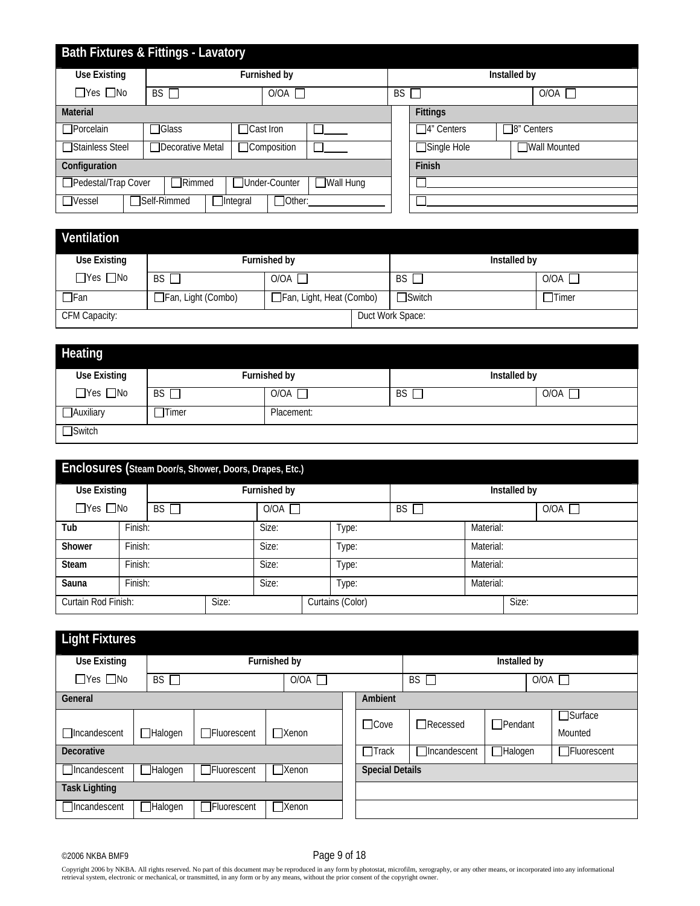## Bath Fixtures & Fittings - Lavatory

| Use Existing | Furnished by | | Installed by | |
|---|---|---|---|---|
| ☐Yes ☐No | BS ☐ | O/OA ☐ | BS ☐ | O/OA ☐ |

| Material | | | | Fittings | |
|---|---|---|---|---|---|
| ☐Porcelain | ☐Glass | ☐Cast Iron | ☐_____ | ☐4" Centers | ☐8" Centers |
| ☐Stainless Steel | ☐Decorative Metal | ☐Composition | ☐_____ | ☐Single Hole | ☐Wall Mounted |
| **Configuration** | | | | **Finish** | |
| ☐Pedestal/Trap Cover | ☐Rimmed | ☐Under-Counter | ☐Wall Hung | ☐_____ | |
| ☐Vessel | ☐Self-Rimmed | ☐Integral | ☐Other:_____ | ☐_____ | |

## Ventilation

| Use Existing | Furnished by | | Installed by | |
|---|---|---|---|---|
| ☐Yes ☐No | BS ☐ | O/OA ☐ | BS ☐ | O/OA ☐ |
| ☐Fan | ☐Fan, Light (Combo) | ☐Fan, Light, Heat (Combo) | ☐Switch | ☐Timer |
| CFM Capacity: | | Duct Work Space: | | |

## Heating

| Use Existing | Furnished by | | Installed by | |
|---|---|---|---|---|
| ☐Yes ☐No | BS ☐ | O/OA ☐ | BS ☐ | O/OA ☐ |
| ☐Auxiliary | ☐Timer | Placement: | | |
| ☐Switch | | | | |

## Enclosures (Steam Door/s, Shower, Doors, Drapes, Etc.)

| Use Existing | Furnished by | | Installed by | |
|---|---|---|---|---|
| ☐Yes ☐No | BS ☐ | O/OA ☐ | BS ☐ | O/OA ☐ |

| | Finish: | Size: | Type: | Material: |
|---|---|---|---|---|
| **Tub** | Finish: | Size: | Type: | Material: |
| **Shower** | Finish: | Size: | Type: | Material: |
| **Steam** | Finish: | Size: | Type: | Material: |
| **Sauna** | Finish: | Size: | Type: | Material: |
| Curtain Rod Finish: | Size: | Curtains (Color) | | Size: |

## Light Fixtures

| Use Existing | Furnished by | | Installed by | |
|---|---|---|---|---|
| ☐Yes ☐No | BS ☐ | O/OA ☐ | BS ☐ | O/OA ☐ |

| General | | | | Ambient | | | |
|---|---|---|---|---|---|---|---|
| ☐Incandescent | ☐Halogen | ☐Fluorescent | ☐Xenon | ☐Cove | ☐Recessed | ☐Pendant | ☐Surface Mounted |
| **Decorative** | | | | ☐Track | ☐Incandescent | ☐Halogen | ☐Fluorescent |
| ☐Incandescent | ☐Halogen | ☐Fluorescent | ☐Xenon | **Special Details** | | | |
| **Task Lighting** | | | | | | | |
| ☐Incandescent | ☐Halogen | ☐Fluorescent | ☐Xenon | | | | |

©2006 NKBA BMF9

Copyright 2006 by NKBA. All rights reserved. No part of this document may be reproduced in any form by photostat, microfilm, xerography, or any other means, or incorporated into any informational retrieval system, electronic or mechanical, or transmitted, in any form or by any means, without the prior consent of the copyright owner.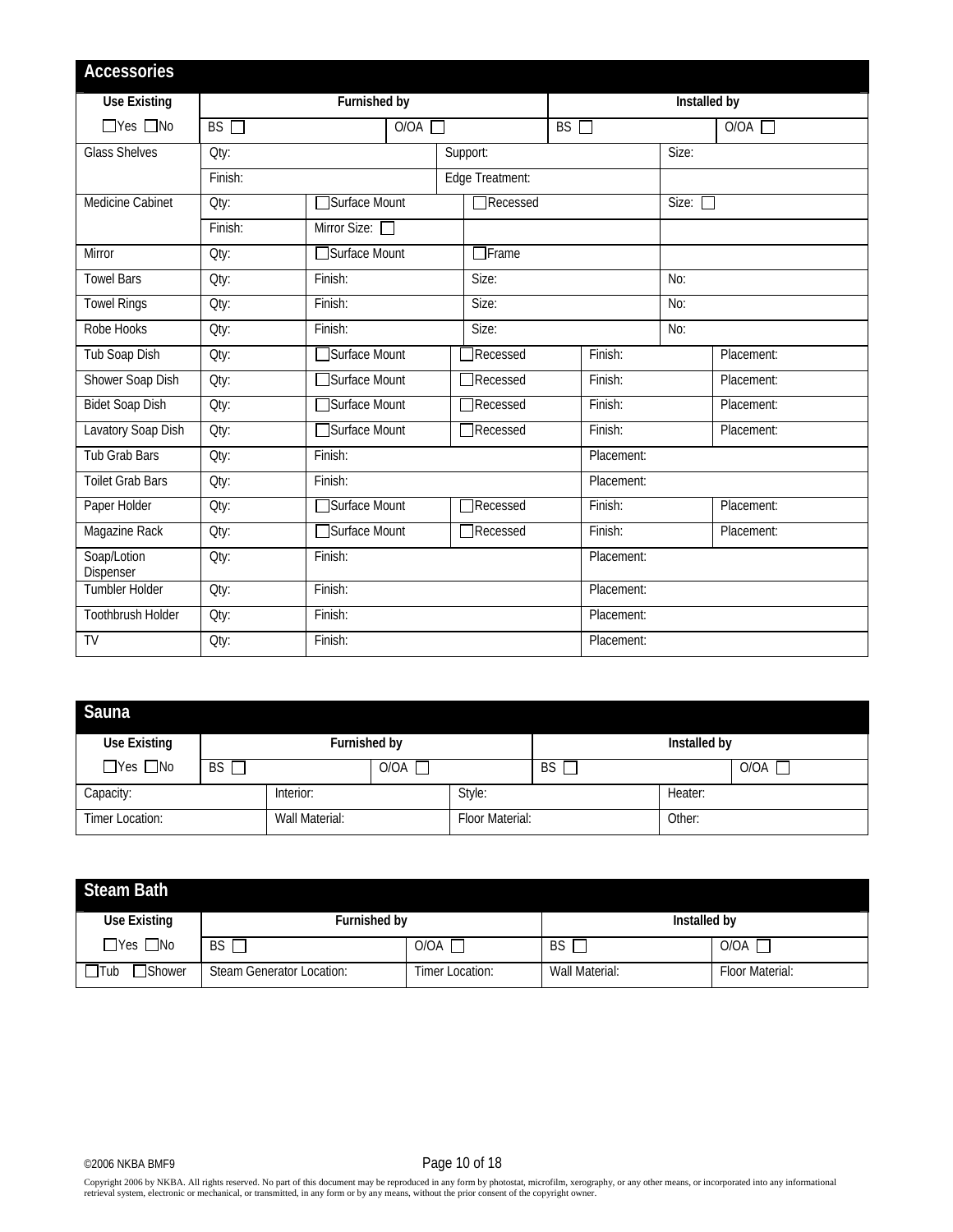## Accessories

| Use Existing | Furnished by | | Installed by | |
|---|---|---|---|---|
| ☐Yes ☐No | BS ☐ | O/OA ☐ | BS ☐ | O/OA ☐ |

| | | | | | |
|---|---|---|---|---|---|
| Glass Shelves | Qty: | | Support: | Size: | |
| | Finish: | | Edge Treatment: | | |
| Medicine Cabinet | Qty: | ☐Surface Mount | ☐Recessed | Size: ☐ | |
| | Finish: | Mirror Size: ☐ | | | |
| Mirror | Qty: | ☐Surface Mount | ☐Frame | | |
| Towel Bars | Qty: | Finish: | Size: | No: | |
| Towel Rings | Qty: | Finish: | Size: | No: | |
| Robe Hooks | Qty: | Finish: | Size: | No: | |
| Tub Soap Dish | Qty: | ☐Surface Mount | ☐Recessed | Finish: | Placement: |
| Shower Soap Dish | Qty: | ☐Surface Mount | ☐Recessed | Finish: | Placement: |
| Bidet Soap Dish | Qty: | ☐Surface Mount | ☐Recessed | Finish: | Placement: |
| Lavatory Soap Dish | Qty: | ☐Surface Mount | ☐Recessed | Finish: | Placement: |
| Tub Grab Bars | Qty: | Finish: | | Placement: | |
| Toilet Grab Bars | Qty: | Finish: | | Placement: | |
| Paper Holder | Qty: | ☐Surface Mount | ☐Recessed | Finish: | Placement: |
| Magazine Rack | Qty: | ☐Surface Mount | ☐Recessed | Finish: | Placement: |
| Soap/Lotion Dispenser | Qty: | Finish: | | Placement: | |
| Tumbler Holder | Qty: | Finish: | | Placement: | |
| Toothbrush Holder | Qty: | Finish: | | Placement: | |
| TV | Qty: | Finish: | | Placement: | |

## Sauna

| Use Existing | Furnished by | | Installed by | |
|---|---|---|---|---|
| ☐Yes ☐No | BS ☐ | O/OA ☐ | BS ☐ | O/OA ☐ |

| | | | |
|---|---|---|---|
| Capacity: | Interior: | Style: | Heater: |
| Timer Location: | Wall Material: | Floor Material: | Other: |

## Steam Bath

| Use Existing | Furnished by | | Installed by | |
|---|---|---|---|---|
| ☐Yes ☐No | BS ☐ | O/OA ☐ | BS ☐ | O/OA ☐ |
| ☐Tub ☐Shower | Steam Generator Location: | Timer Location: | Wall Material: | Floor Material: |

©2006 NKBA BMF9

Copyright 2006 by NKBA. All rights reserved. No part of this document may be reproduced in any form by photostat, microfilm, xerography, or any other means, or incorporated into any informational retrieval system, electronic or mechanical, or transmitted, in any form or by any means, without the prior consent of the copyright owner.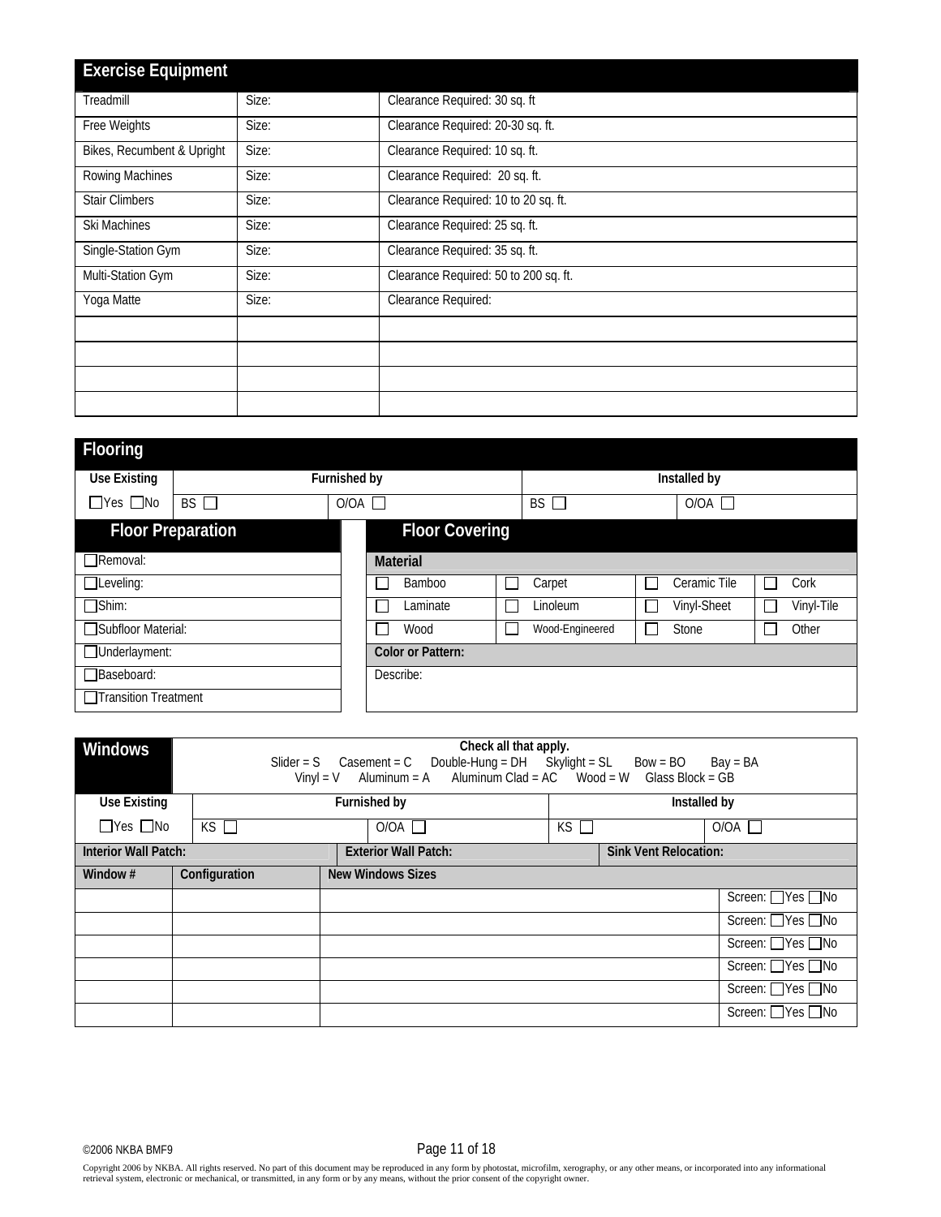## Exercise Equipment

| | | |
|---|---|---|
| Treadmill | Size: | Clearance Required: 30 sq. ft |
| Free Weights | Size: | Clearance Required: 20-30 sq. ft. |
| Bikes, Recumbent & Upright | Size: | Clearance Required: 10 sq. ft. |
| Rowing Machines | Size: | Clearance Required: 20 sq. ft. |
| Stair Climbers | Size: | Clearance Required: 10 to 20 sq. ft. |
| Ski Machines | Size: | Clearance Required: 25 sq. ft. |
| Single-Station Gym | Size: | Clearance Required: 35 sq. ft. |
| Multi-Station Gym | Size: | Clearance Required: 50 to 200 sq. ft. |
| Yoga Matte | Size: | Clearance Required: |
| | | |
| | | |
| | | |
| | | |

## Flooring

| Use Existing | Furnished by | | Installed by | |
|---|---|---|---|---|
| ☐Yes ☐No | BS ☐ | O/OA ☐ | BS ☐ | O/OA ☐ |

### Floor Preparation

| |
|---|
| ☐Removal: |
| ☐Leveling: |
| ☐Shim: |
| ☐Subfloor Material: |
| ☐Underlayment: |
| ☐Baseboard: |
| ☐Transition Treatment |

### Floor Covering

**Material**

| | | | |
|---|---|---|---|
| ☐ Bamboo | ☐ Carpet | ☐ Ceramic Tile | ☐ Cork |
| ☐ Laminate | ☐ Linoleum | ☐ Vinyl-Sheet | ☐ Vinyl-Tile |
| ☐ Wood | ☐ Wood-Engineered | ☐ Stone | ☐ Other |

**Color or Pattern:**

Describe:

## Windows

Check all that apply.
Slider = S  Casement = C  Double-Hung = DH  Skylight = SL  Bow = BO  Bay = BA
Vinyl = V  Aluminum = A  Aluminum Clad = AC  Wood = W  Glass Block = GB

| Use Existing | Furnished by | | Installed by | |
|---|---|---|---|---|
| ☐Yes ☐No | KS ☐ | O/OA ☐ | KS ☐ | O/OA ☐ |

| Interior Wall Patch: | Exterior Wall Patch: | Sink Vent Relocation: |
|---|---|---|

| Window # | Configuration | New Windows Sizes | |
|---|---|---|---|
| | | | Screen: ☐Yes ☐No |
| | | | Screen: ☐Yes ☐No |
| | | | Screen: ☐Yes ☐No |
| | | | Screen: ☐Yes ☐No |
| | | | Screen: ☐Yes ☐No |
| | | | Screen: ☐Yes ☐No |

©2006 NKBA BMF9

Copyright 2006 by NKBA. All rights reserved. No part of this document may be reproduced in any form by photostat, microfilm, xerography, or any other means, or incorporated into any informational retrieval system, electronic or mechanical, or transmitted, in any form or by any means, without the prior consent of the copyright owner.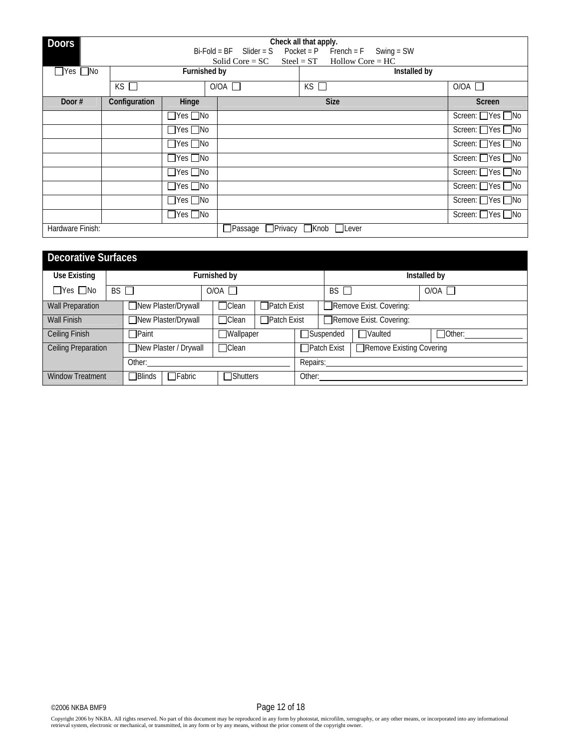## Doors

Check all that apply.
Bi-Fold = BF  Slider = S  Pocket = P  French = F  Swing = SW
Solid Core = SC  Steel = ST  Hollow Core = HC

| ☐Yes ☐No | Furnished by | | Installed by | |
|---|---|---|---|---|
| | KS ☐ | O/OA ☐ | KS ☐ | O/OA ☐ |

| Door # | Configuration | Hinge | Size | Screen |
|---|---|---|---|---|
| | | ☐Yes ☐No | | Screen: ☐Yes ☐No |
| | | ☐Yes ☐No | | Screen: ☐Yes ☐No |
| | | ☐Yes ☐No | | Screen: ☐Yes ☐No |
| | | ☐Yes ☐No | | Screen: ☐Yes ☐No |
| | | ☐Yes ☐No | | Screen: ☐Yes ☐No |
| | | ☐Yes ☐No | | Screen: ☐Yes ☐No |
| | | ☐Yes ☐No | | Screen: ☐Yes ☐No |
| | | ☐Yes ☐No | | Screen: ☐Yes ☐No |
| Hardware Finish: | | | ☐Passage ☐Privacy ☐Knob ☐Lever | |

## Decorative Surfaces

| Use Existing | Furnished by | | Installed by | |
|---|---|---|---|---|
| ☐Yes ☐No | BS ☐ | O/OA ☐ | BS ☐ | O/OA ☐ |

| | | | | | | |
|---|---|---|---|---|---|---|
| Wall Preparation | ☐New Plaster/Drywall | ☐Clean | ☐Patch Exist | ☐Remove Exist. Covering: | | |
| Wall Finish | ☐New Plaster/Drywall | ☐Clean | ☐Patch Exist | ☐Remove Exist. Covering: | | |
| Ceiling Finish | ☐Paint | ☐Wallpaper | | ☐Suspended | ☐Vaulted | ☐Other: |
| Ceiling Preparation | ☐New Plaster / Drywall | ☐Clean | | ☐Patch Exist | ☐Remove Existing Covering | |
| | Other: | | | Repairs: | | |
| Window Treatment | ☐Blinds ☐Fabric | ☐Shutters | | Other: | | |

©2006 NKBA BMF9

Copyright 2006 by NKBA. All rights reserved. No part of this document may be reproduced in any form by photostat, microfilm, xerography, or any other means, or incorporated into any informational retrieval system, electronic or mechanical, or transmitted, in any form or by any means, without the prior consent of the copyright owner.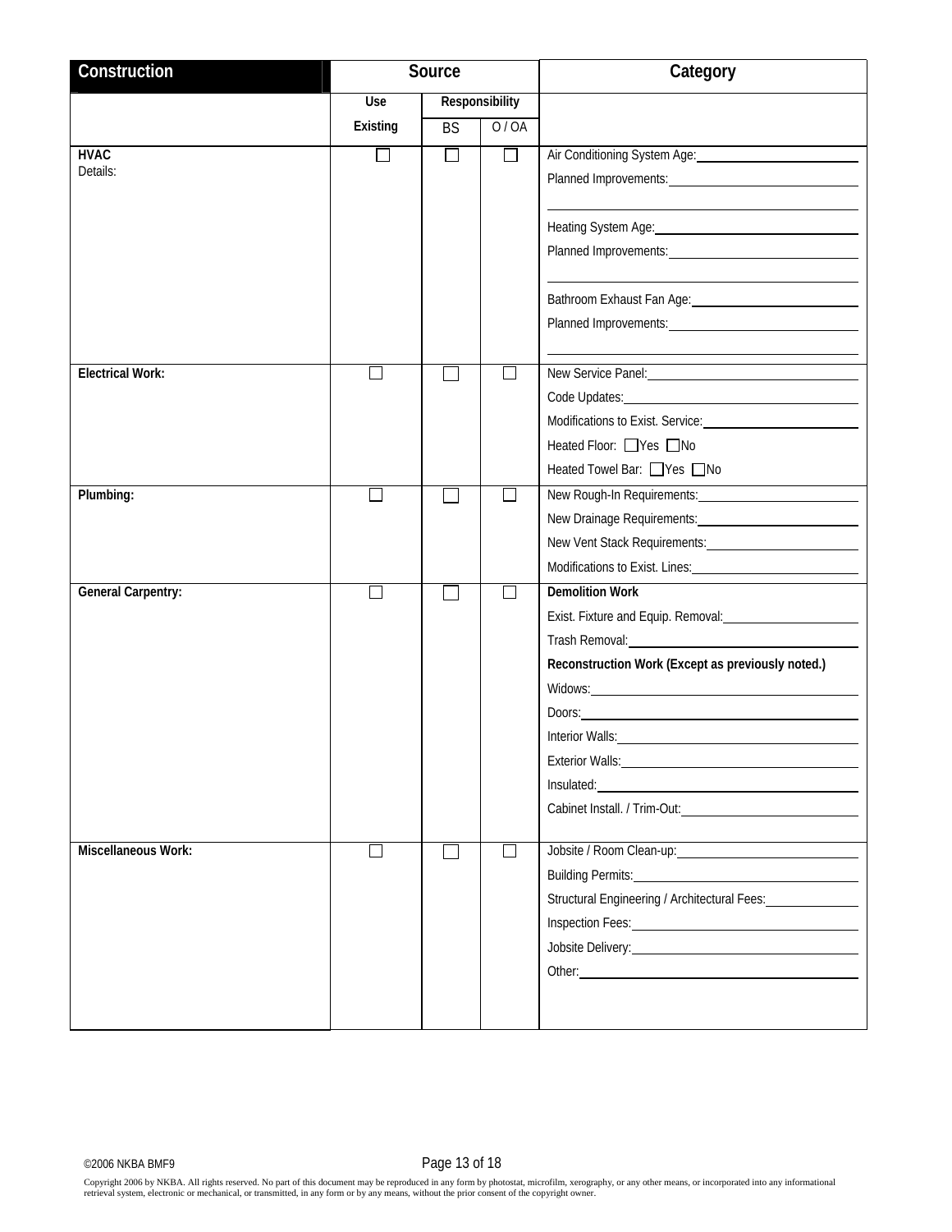| Construction | Source | | | Category |
|---|---|---|---|---|
| | Use | Responsibility | | |
| | Existing | BS | O / OA | |
| **HVAC**<br>Details: | ☐ | ☐ | ☐ | Air Conditioning System Age: ______<br>Planned Improvements: ______<br>______<br>Heating System Age: ______<br>Planned Improvements: ______<br>______<br>Bathroom Exhaust Fan Age: ______<br>Planned Improvements: ______<br>______ |
| **Electrical Work:** | ☐ | ☐ | ☐ | New Service Panel: ______<br>Code Updates: ______<br>Modifications to Exist. Service: ______<br>Heated Floor: ☐Yes ☐No<br>Heated Towel Bar: ☐Yes ☐No |
| **Plumbing:** | ☐ | ☐ | ☐ | New Rough-In Requirements: ______<br>New Drainage Requirements: ______<br>New Vent Stack Requirements: ______<br>Modifications to Exist. Lines: ______ |
| **General Carpentry:** | ☐ | ☐ | ☐ | **Demolition Work**<br>Exist. Fixture and Equip. Removal: ______<br>Trash Removal: ______<br>**Reconstruction Work (Except as previously noted.)**<br>Widows: ______<br>Doors: ______<br>Interior Walls: ______<br>Exterior Walls: ______<br>Insulated: ______<br>Cabinet Install. / Trim-Out: ______ |
| **Miscellaneous Work:** | ☐ | ☐ | ☐ | Jobsite / Room Clean-up: ______<br>Building Permits: ______<br>Structural Engineering / Architectural Fees: ______<br>Inspection Fees: ______<br>Jobsite Delivery: ______<br>Other: ______ |

©2006 NKBA BMF9

Copyright 2006 by NKBA. All rights reserved. No part of this document may be reproduced in any form by photostat, microfilm, xerography, or any other means, or incorporated into any informational retrieval system, electronic or mechanical, or transmitted, in any form or by any means, without the prior consent of the copyright owner.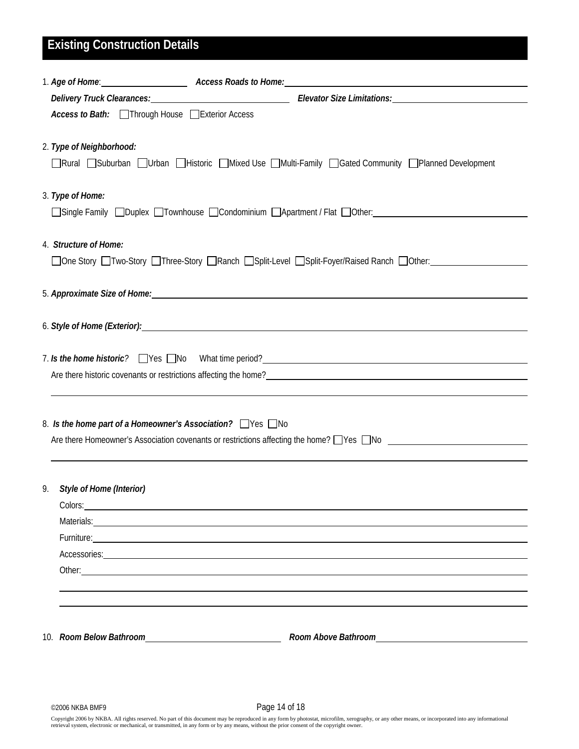## Existing Construction Details

1. ***Age of Home***: ____________ ***Access Roads to Home:*** ____________

   ***Delivery Truck Clearances:*** ____________ ***Elevator Size Limitations:*** ____________

   ***Access to Bath:*** ☐ Through House ☐ Exterior Access

2. ***Type of Neighborhood:***

   ☐ Rural ☐ Suburban ☐ Urban ☐ Historic ☐ Mixed Use ☐ Multi-Family ☐ Gated Community ☐ Planned Development

3. ***Type of Home:***

   ☐ Single Family ☐ Duplex ☐ Townhouse ☐ Condominium ☐ Apartment / Flat ☐ Other: ____________

4. ***Structure of Home:***

   ☐ One Story ☐ Two-Story ☐ Three-Story ☐ Ranch ☐ Split-Level ☐ Split-Foyer/Raised Ranch ☐ Other: ____________

5. ***Approximate Size of Home:*** ____________

6. ***Style of Home (Exterior):*** ____________

7. ***Is the home historic****?* ☐ Yes ☐ No What time period? ____________

   Are there historic covenants or restrictions affecting the home? ____________

8. ***Is the home part of a Homeowner's Association?*** ☐ Yes ☐ No

   Are there Homeowner's Association covenants or restrictions affecting the home? ☐ Yes ☐ No ____________

9. ***Style of Home (Interior)***

   Colors: ____________

   Materials: ____________

   Furniture: ____________

   Accessories: ____________

   Other: ____________

10. ***Room Below Bathroom*** ____________ ***Room Above Bathroom*** ____________

©2006 NKBA BMF9

Copyright 2006 by NKBA. All rights reserved. No part of this document may be reproduced in any form by photostat, microfilm, xerography, or any other means, or incorporated into any informational retrieval system, electronic or mechanical, or transmitted, in any form or by any means, without the prior consent of the copyright owner.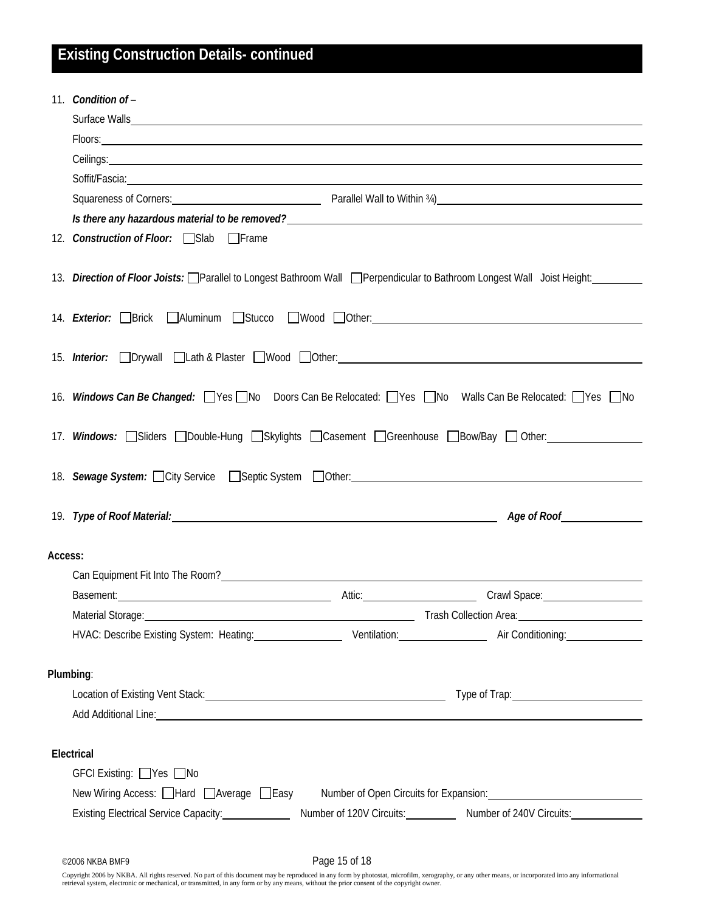# Existing Construction Details- continued

11. ***Condition of*** –

    Surface Walls\_\_\_\_\_\_\_\_\_\_\_\_\_\_\_\_\_\_\_\_

    Floors: \_\_\_\_\_\_\_\_\_\_\_\_\_\_\_\_\_\_\_\_

    Ceilings: \_\_\_\_\_\_\_\_\_\_\_\_\_\_\_\_\_\_\_\_

    Soffit/Fascia: \_\_\_\_\_\_\_\_\_\_\_\_\_\_\_\_\_\_\_\_

    Squareness of Corners: \_\_\_\_\_\_\_\_\_\_ Parallel Wall to Within ¾) \_\_\_\_\_\_\_\_\_\_

    ***Is there any hazardous material to be removed?*** \_\_\_\_\_\_\_\_\_\_\_\_\_\_\_\_\_\_\_\_

12. ***Construction of Floor:*** ☐ Slab ☐ Frame

13. ***Direction of Floor Joists:*** ☐ Parallel to Longest Bathroom Wall ☐ Perpendicular to Bathroom Longest Wall Joist Height: \_\_\_\_\_\_\_\_\_\_

14. ***Exterior:*** ☐ Brick ☐ Aluminum ☐ Stucco ☐ Wood ☐ Other: \_\_\_\_\_\_\_\_\_\_\_\_\_\_\_\_\_\_\_\_

15. ***Interior:*** ☐ Drywall ☐ Lath & Plaster ☐ Wood ☐ Other: \_\_\_\_\_\_\_\_\_\_\_\_\_\_\_\_\_\_\_\_

16. ***Windows Can Be Changed:*** ☐ Yes ☐ No Doors Can Be Relocated: ☐ Yes ☐ No Walls Can Be Relocated: ☐ Yes ☐ No

17. ***Windows:*** ☐ Sliders ☐ Double-Hung ☐ Skylights ☐ Casement ☐ Greenhouse ☐ Bow/Bay ☐ Other: \_\_\_\_\_\_\_\_\_\_

18. ***Sewage System:*** ☐ City Service ☐ Septic System ☐ Other: \_\_\_\_\_\_\_\_\_\_\_\_\_\_\_\_\_\_\_\_

19. ***Type of Roof Material:*** \_\_\_\_\_\_\_\_\_\_\_\_\_\_\_\_\_\_\_\_ ***Age of Roof*** \_\_\_\_\_\_\_\_\_\_

**Access:**

Can Equipment Fit Into The Room? \_\_\_\_\_\_\_\_\_\_\_\_\_\_\_\_\_\_\_\_

Basement: \_\_\_\_\_\_\_\_\_\_ Attic: \_\_\_\_\_\_\_\_\_\_ Crawl Space: \_\_\_\_\_\_\_\_\_\_

Material Storage: \_\_\_\_\_\_\_\_\_\_ Trash Collection Area: \_\_\_\_\_\_\_\_\_\_

HVAC: Describe Existing System: Heating: \_\_\_\_\_\_\_\_\_\_ Ventilation: \_\_\_\_\_\_\_\_\_\_ Air Conditioning: \_\_\_\_\_\_\_\_\_\_

**Plumbing**:

Location of Existing Vent Stack: \_\_\_\_\_\_\_\_\_\_ Type of Trap: \_\_\_\_\_\_\_\_\_\_

Add Additional Line: \_\_\_\_\_\_\_\_\_\_\_\_\_\_\_\_\_\_\_\_

**Electrical**

GFCI Existing: ☐ Yes ☐ No

New Wiring Access: ☐ Hard ☐ Average ☐ Easy Number of Open Circuits for Expansion: \_\_\_\_\_\_\_\_\_\_

Existing Electrical Service Capacity: \_\_\_\_\_\_\_\_\_\_ Number of 120V Circuits: \_\_\_\_\_\_\_\_\_\_ Number of 240V Circuits: \_\_\_\_\_\_\_\_\_\_

©2006 NKBA BMF9

Copyright 2006 by NKBA. All rights reserved. No part of this document may be reproduced in any form by photostat, microfilm, xerography, or any other means, or incorporated into any informational retrieval system, electronic or mechanical, or transmitted, in any form or by any means, without the prior consent of the copyright owner.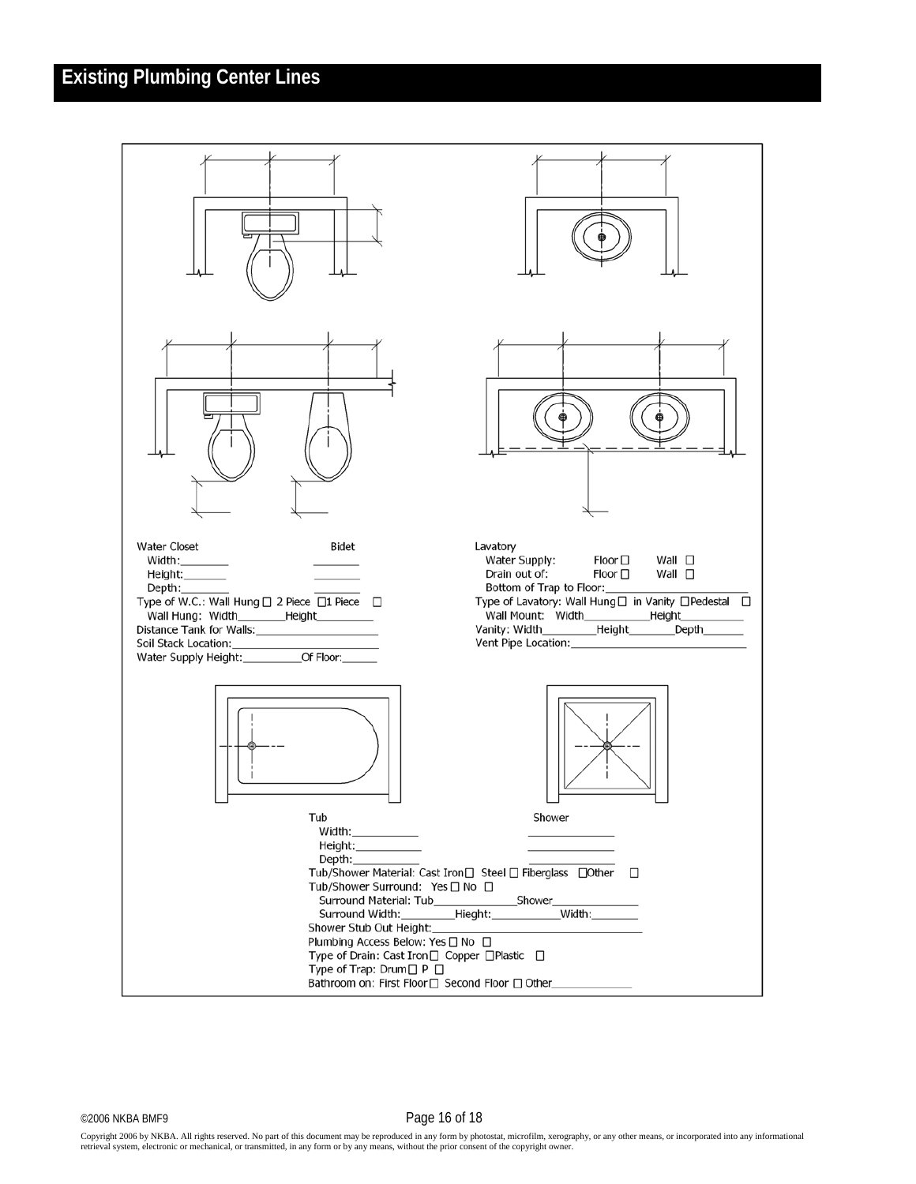# Existing Plumbing Center Lines

Water Closet — Bidet

Width:________ ________

Height:_______ ________

Depth:________ ________

Type of W.C.: Wall Hung ☐ 2 Piece ☐1 Piece ☐

Wall Hung: Width________Height__________

Distance Tank for Walls:______________________

Soil Stack Location:__________________________

Water Supply Height:__________Of Floor:______

Lavatory

Water Supply: Floor ☐ Wall ☐

Drain out of: Floor ☐ Wall ☐

Bottom of Trap to Floor:_________________________

Type of Lavatory: Wall Hung ☐ in Vanity ☐Pedestal ☐

Wall Mount: Width___________Height___________

Vanity: Width_________Height________Depth_______

Vent Pipe Location:_______________________________

Tub — Shower

Width:___________ _______________

Height:___________ _______________

Depth:___________ _______________

Tub/Shower Material: Cast Iron☐ Steel ☐ Fiberglass ☐Other ☐

Tub/Shower Surround: Yes ☐ No ☐

Surround Material: Tub______________Shower_______________

Surround Width:_________Hieght:____________Width:________

Shower Stub Out Height:_________________________________________

Plumbing Access Below: Yes ☐ No ☐

Type of Drain: Cast Iron☐ Copper ☐Plastic ☐

Type of Trap: Drum☐ P ☐

Bathroom on: First Floor☐ Second Floor ☐ Other______________

©2006 NKBA BMF9

Copyright 2006 by NKBA. All rights reserved. No part of this document may be reproduced in any form by photostat, microfilm, xerography, or any other means, or incorporated into any informational retrieval system, electronic or mechanical, or transmitted, in any form or by any means, without the prior consent of the copyright owner.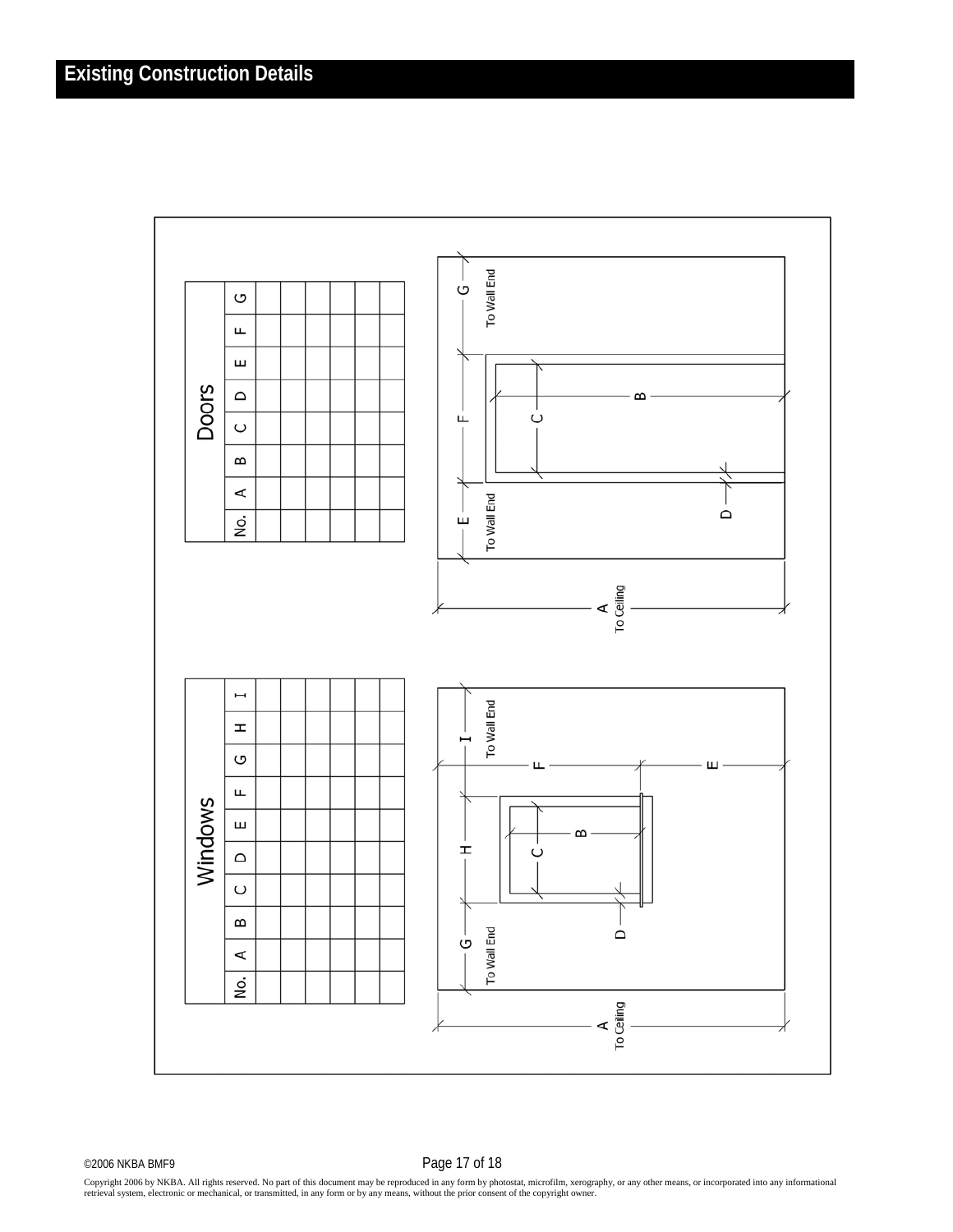# Existing Construction Details

## Windows

| No. | A | B | C | D | E | F | G | H | I |
|---|---|---|---|---|---|---|---|---|---|
| | | | | | | | | | |
| | | | | | | | | | |
| | | | | | | | | | |
| | | | | | | | | | |
| | | | | | | | | | |
| | | | | | | | | | |

A To Ceiling

G To Wall End

H

I To Wall End

F

E

B

C

D

## Doors

| No. | A | B | C | D | E | F | G |
|---|---|---|---|---|---|---|---|
| | | | | | | | |
| | | | | | | | |
| | | | | | | | |
| | | | | | | | |
| | | | | | | | |
| | | | | | | | |

A To Ceiling

E To Wall End

F

G To Wall End

B

C

D

©2006 NKBA BMF9

Copyright 2006 by NKBA. All rights reserved. No part of this document may be reproduced in any form by photostat, microfilm, xerography, or any other means, or incorporated into any informational retrieval system, electronic or mechanical, or transmitted, in any form or by any means, without the prior consent of the copyright owner.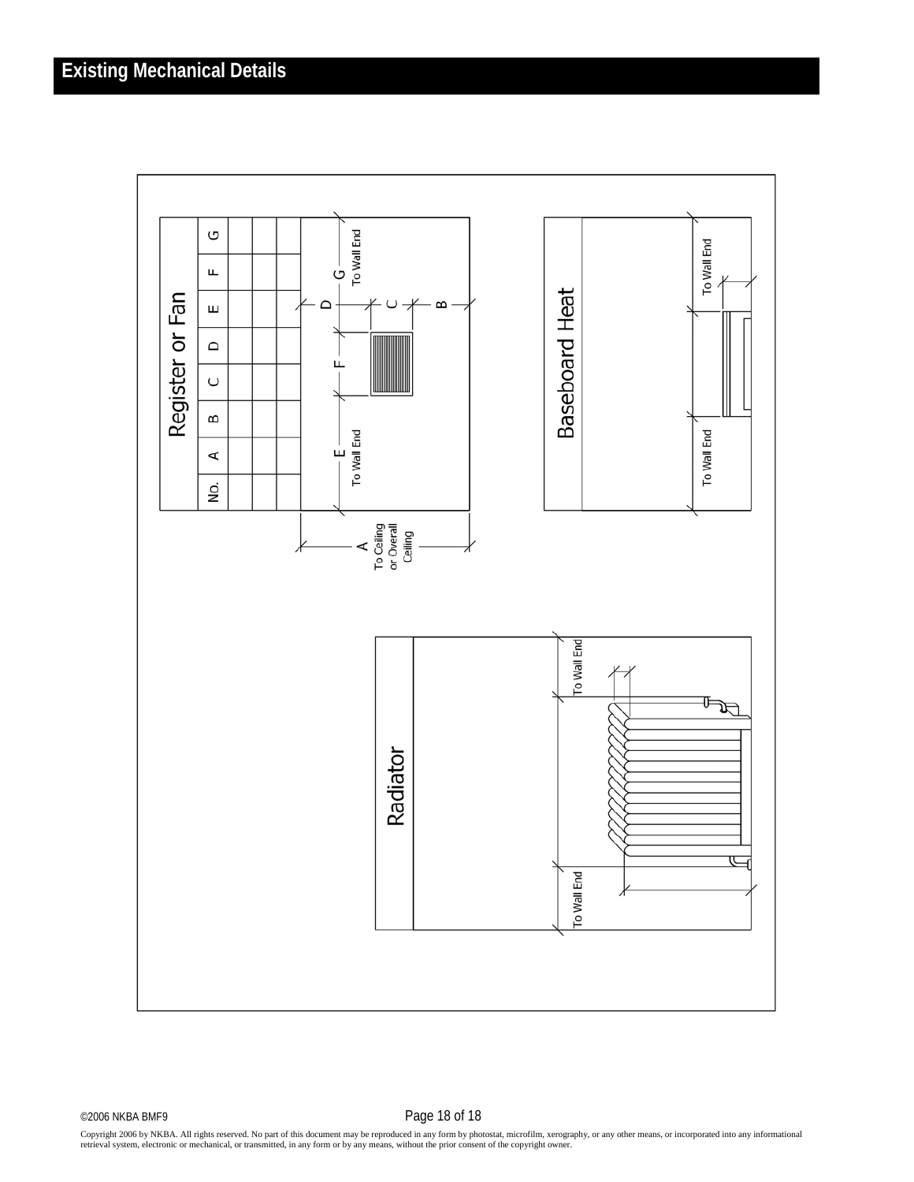# Existing Mechanical Details

## Register or Fan

| No. | A | B | C | D | E | F | G |
|---|---|---|---|---|---|---|---|
| | | | | | | | |
| | | | | | | | |
| | | | | | | | |

E To Wall End

F

D

C

B

G To Wall End

A To Ceiling or Overall Ceiling

## Baseboard Heat

To Wall End

To Wall End

## Radiator

To Wall End

To Wall End

Copyright 2006 by NKBA. All rights reserved. No part of this document may be reproduced in any form by photostat, microfilm, xerography, or any other means, or incorporated into any informational retrieval system, electronic or mechanical, or transmitted, in any form or by any means, without the prior consent of the copyright owner.